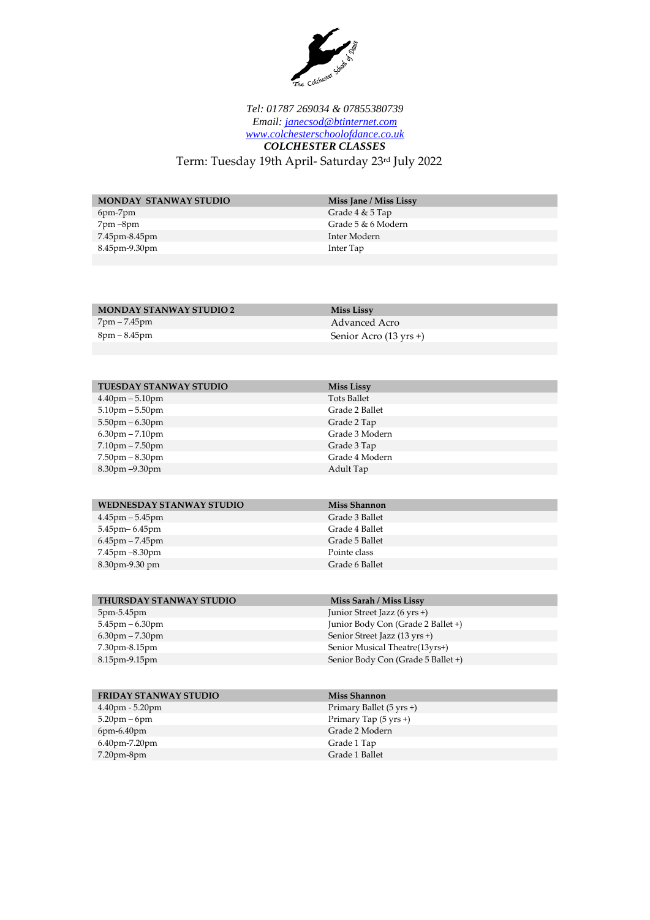*Tel: 01787 269034 & 07855380739*
*Email: janecsod@btinternet.com*
*www.colchesterschoolofdance.co.uk*
***COLCHESTER CLASSES***

Term: Tuesday 19th April- Saturday 23rd July 2022

| MONDAY STANWAY STUDIO | Miss Jane / Miss Lissy |
|---|---|
| 6pm-7pm | Grade 4 & 5 Tap |
| 7pm –8pm | Grade 5 & 6 Modern |
| 7.45pm-8.45pm | Inter Modern |
| 8.45pm-9.30pm | Inter Tap |

| MONDAY STANWAY STUDIO 2 | Miss Lissy |
|---|---|
| 7pm – 7.45pm | Advanced Acro |
| 8pm – 8.45pm | Senior Acro (13 yrs +) |

| TUESDAY STANWAY STUDIO | Miss Lissy |
|---|---|
| 4.40pm – 5.10pm | Tots Ballet |
| 5.10pm – 5.50pm | Grade 2 Ballet |
| 5.50pm – 6.30pm | Grade 2 Tap |
| 6.30pm – 7.10pm | Grade 3 Modern |
| 7.10pm – 7.50pm | Grade 3 Tap |
| 7.50pm – 8.30pm | Grade 4 Modern |
| 8.30pm –9.30pm | Adult Tap |

| WEDNESDAY STANWAY STUDIO | Miss Shannon |
|---|---|
| 4.45pm – 5.45pm | Grade 3 Ballet |
| 5.45pm– 6.45pm | Grade 4 Ballet |
| 6.45pm – 7.45pm | Grade 5 Ballet |
| 7.45pm –8.30pm | Pointe class |
| 8.30pm-9.30 pm | Grade 6 Ballet |

| THURSDAY STANWAY STUDIO | Miss Sarah / Miss Lissy |
|---|---|
| 5pm-5.45pm | Junior Street Jazz (6 yrs +) |
| 5.45pm – 6.30pm | Junior Body Con (Grade 2 Ballet +) |
| 6.30pm – 7.30pm | Senior Street Jazz (13 yrs +) |
| 7.30pm-8.15pm | Senior Musical Theatre(13yrs+) |
| 8.15pm-9.15pm | Senior Body Con (Grade 5 Ballet +) |

| FRIDAY STANWAY STUDIO | Miss Shannon |
|---|---|
| 4.40pm - 5.20pm | Primary Ballet (5 yrs +) |
| 5.20pm – 6pm | Primary Tap (5 yrs +) |
| 6pm-6.40pm | Grade 2 Modern |
| 6.40pm-7.20pm | Grade 1 Tap |
| 7.20pm-8pm | Grade 1 Ballet |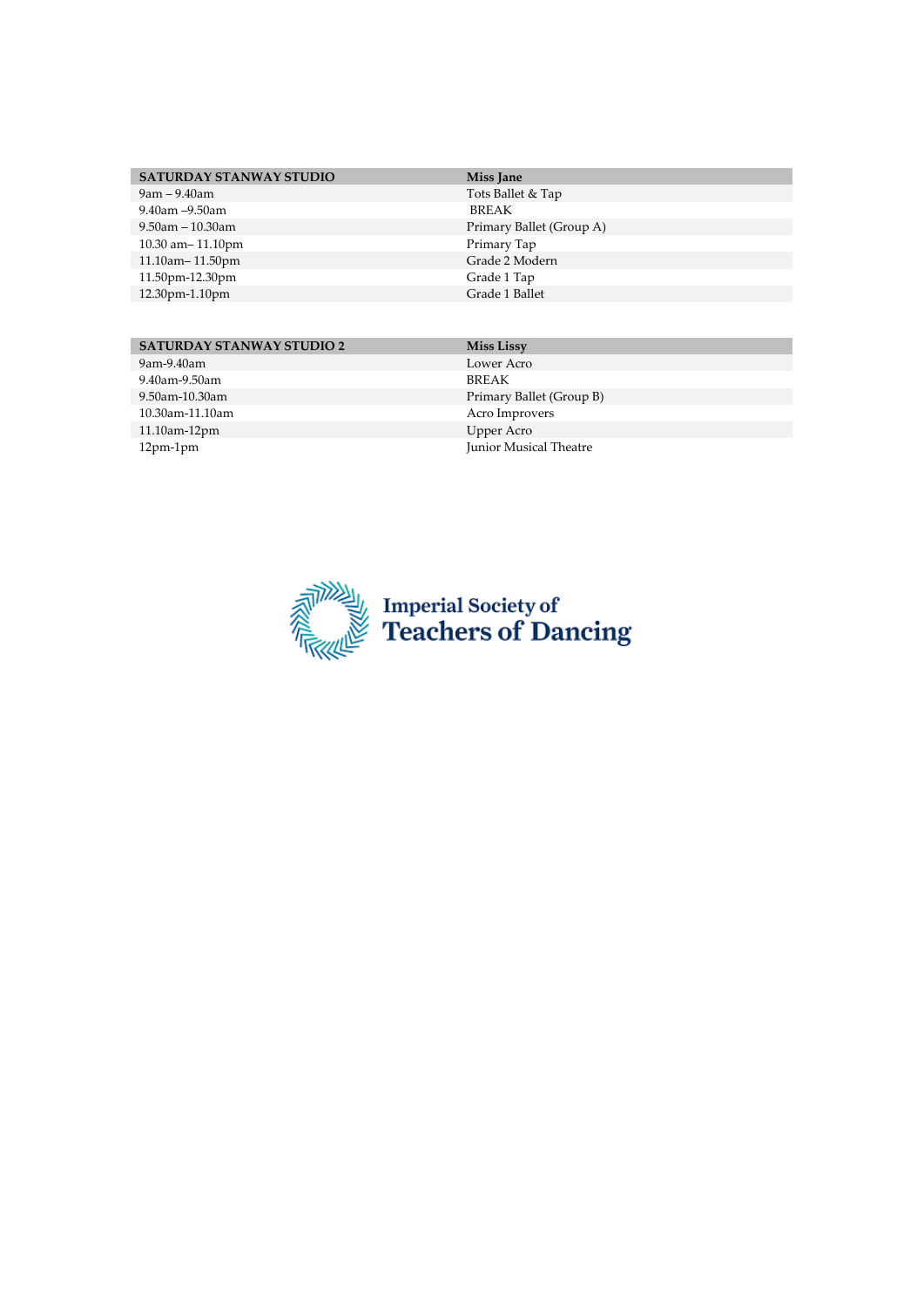| SATURDAY STANWAY STUDIO | Miss Jane |
|---|---|
| 9am – 9.40am | Tots Ballet & Tap |
| 9.40am –9.50am | BREAK |
| 9.50am – 10.30am | Primary Ballet (Group A) |
| 10.30 am– 11.10pm | Primary Tap |
| 11.10am– 11.50pm | Grade 2 Modern |
| 11.50pm-12.30pm | Grade 1 Tap |
| 12.30pm-1.10pm | Grade 1 Ballet |

| SATURDAY STANWAY STUDIO 2 | Miss Lissy |
|---|---|
| 9am-9.40am | Lower Acro |
| 9.40am-9.50am | BREAK |
| 9.50am-10.30am | Primary Ballet (Group B) |
| 10.30am-11.10am | Acro Improvers |
| 11.10am-12pm | Upper Acro |
| 12pm-1pm | Junior Musical Theatre |

Imperial Society of Teachers of Dancing